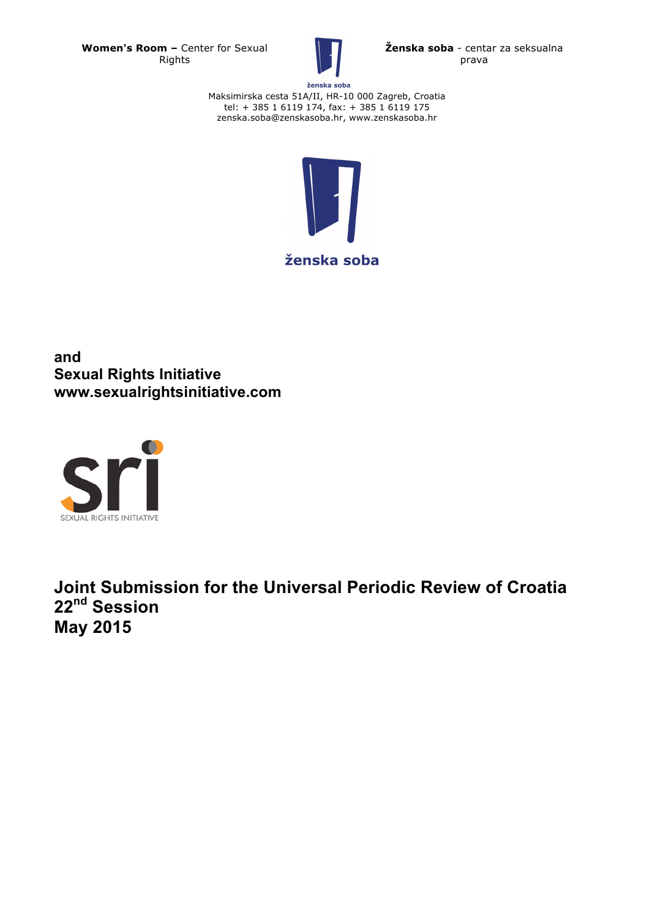**Women's Room –** Center for Sexual Rights

**Ženska soba** - centar za seksualna prava

ženska soba

Maksimirska cesta 51A/II, HR-10 000 Zagreb, Croatia
tel: + 385 1 6119 174, fax: + 385 1 6119 175
zenska.soba@zenskasoba.hr, www.zenskasoba.hr

ženska soba

**and**
**Sexual Rights Initiative**
**www.sexualrightsinitiative.com**

SEXUAL RIGHTS INITIATIVE

# Joint Submission for the Universal Periodic Review of Croatia 22nd Session May 2015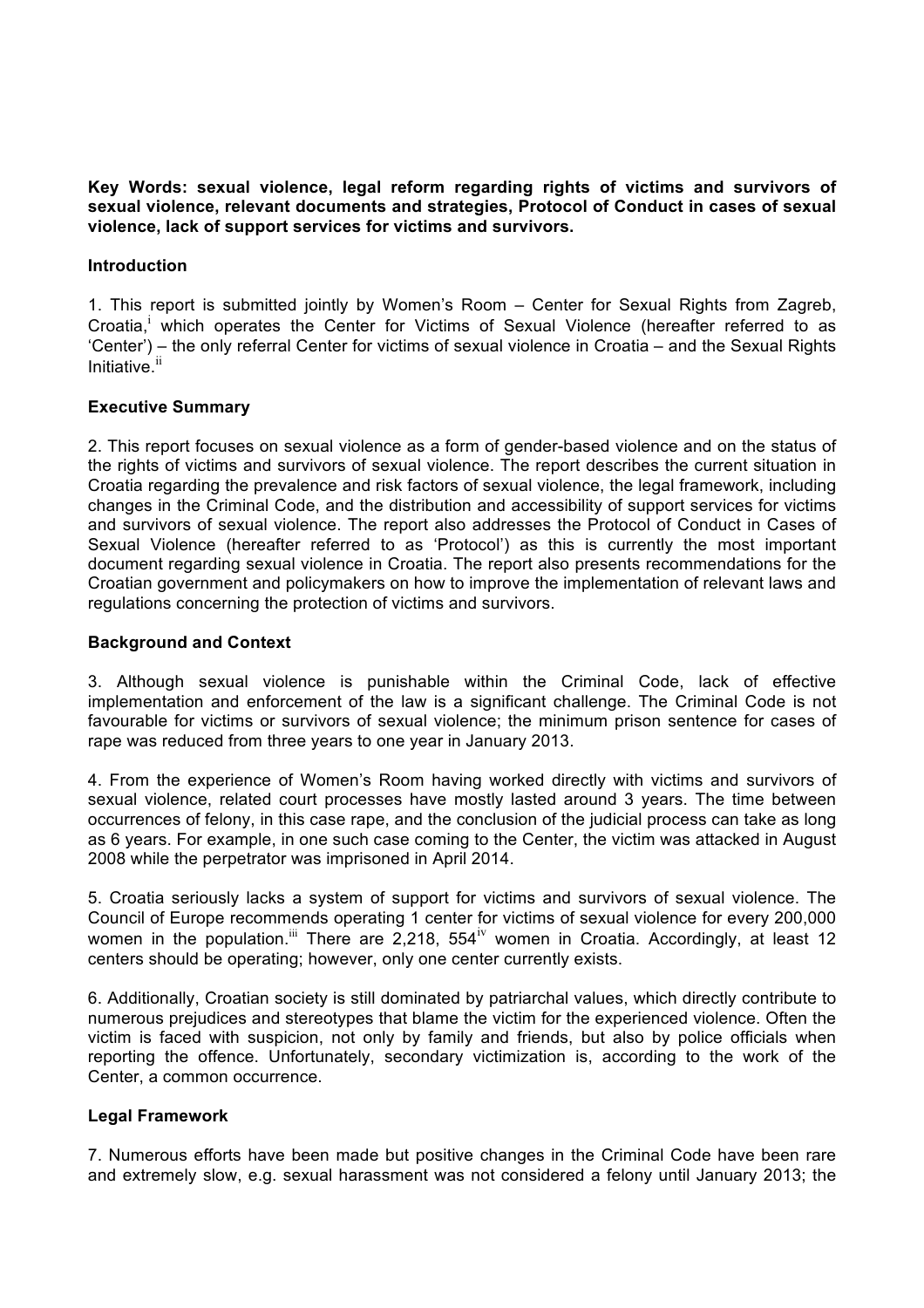**Key Words: sexual violence, legal reform regarding rights of victims and survivors of sexual violence, relevant documents and strategies, Protocol of Conduct in cases of sexual violence, lack of support services for victims and survivors.**

**Introduction**

1. This report is submitted jointly by Women's Room – Center for Sexual Rights from Zagreb, Croatia,[i] which operates the Center for Victims of Sexual Violence (hereafter referred to as 'Center') – the only referral Center for victims of sexual violence in Croatia – and the Sexual Rights Initiative.[ii]

**Executive Summary**

2. This report focuses on sexual violence as a form of gender-based violence and on the status of the rights of victims and survivors of sexual violence. The report describes the current situation in Croatia regarding the prevalence and risk factors of sexual violence, the legal framework, including changes in the Criminal Code, and the distribution and accessibility of support services for victims and survivors of sexual violence. The report also addresses the Protocol of Conduct in Cases of Sexual Violence (hereafter referred to as 'Protocol') as this is currently the most important document regarding sexual violence in Croatia. The report also presents recommendations for the Croatian government and policymakers on how to improve the implementation of relevant laws and regulations concerning the protection of victims and survivors.

**Background and Context**

3. Although sexual violence is punishable within the Criminal Code, lack of effective implementation and enforcement of the law is a significant challenge. The Criminal Code is not favourable for victims or survivors of sexual violence; the minimum prison sentence for cases of rape was reduced from three years to one year in January 2013.

4. From the experience of Women's Room having worked directly with victims and survivors of sexual violence, related court processes have mostly lasted around 3 years. The time between occurrences of felony, in this case rape, and the conclusion of the judicial process can take as long as 6 years. For example, in one such case coming to the Center, the victim was attacked in August 2008 while the perpetrator was imprisoned in April 2014.

5. Croatia seriously lacks a system of support for victims and survivors of sexual violence. The Council of Europe recommends operating 1 center for victims of sexual violence for every 200,000 women in the population.[iii] There are 2,218, 554[iv] women in Croatia. Accordingly, at least 12 centers should be operating; however, only one center currently exists.

6. Additionally, Croatian society is still dominated by patriarchal values, which directly contribute to numerous prejudices and stereotypes that blame the victim for the experienced violence. Often the victim is faced with suspicion, not only by family and friends, but also by police officials when reporting the offence. Unfortunately, secondary victimization is, according to the work of the Center, a common occurrence.

**Legal Framework**

7. Numerous efforts have been made but positive changes in the Criminal Code have been rare and extremely slow, e.g. sexual harassment was not considered a felony until January 2013; the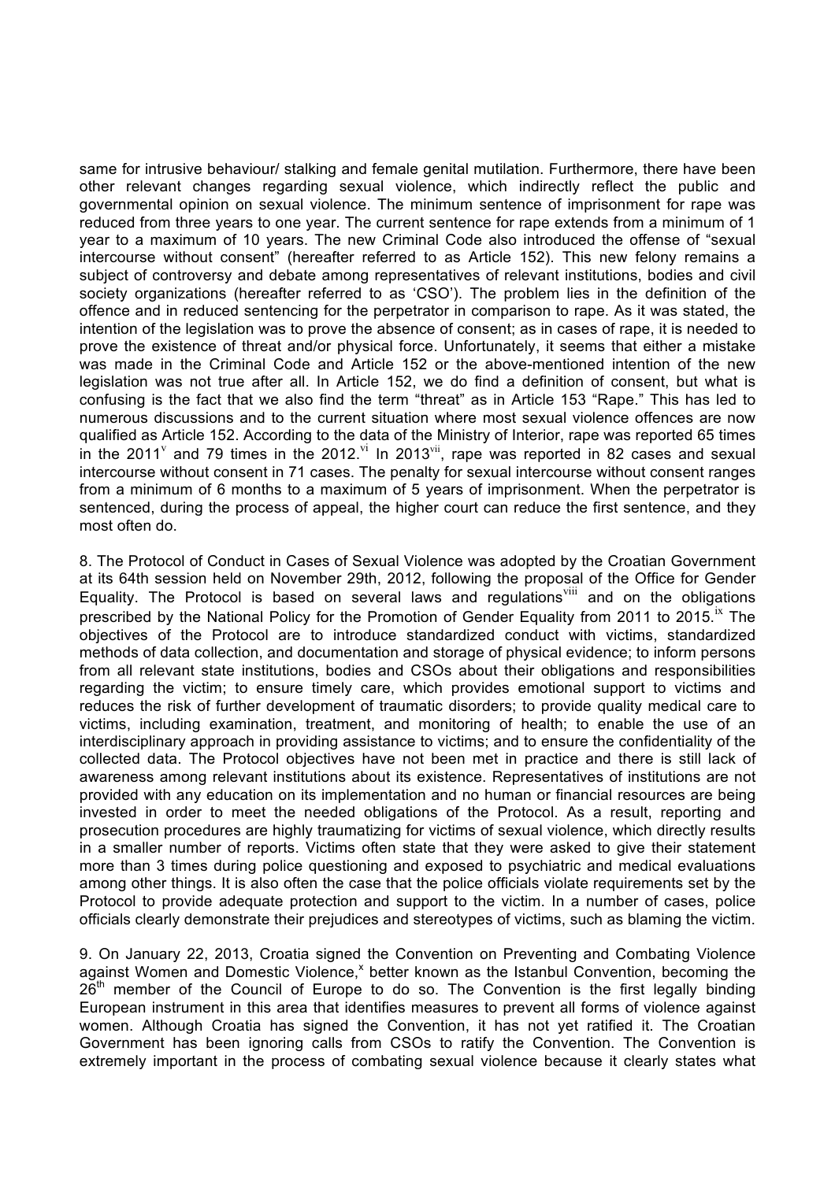same for intrusive behaviour/ stalking and female genital mutilation. Furthermore, there have been other relevant changes regarding sexual violence, which indirectly reflect the public and governmental opinion on sexual violence. The minimum sentence of imprisonment for rape was reduced from three years to one year. The current sentence for rape extends from a minimum of 1 year to a maximum of 10 years. The new Criminal Code also introduced the offense of "sexual intercourse without consent" (hereafter referred to as Article 152). This new felony remains a subject of controversy and debate among representatives of relevant institutions, bodies and civil society organizations (hereafter referred to as 'CSO'). The problem lies in the definition of the offence and in reduced sentencing for the perpetrator in comparison to rape. As it was stated, the intention of the legislation was to prove the absence of consent; as in cases of rape, it is needed to prove the existence of threat and/or physical force. Unfortunately, it seems that either a mistake was made in the Criminal Code and Article 152 or the above-mentioned intention of the new legislation was not true after all. In Article 152, we do find a definition of consent, but what is confusing is the fact that we also find the term "threat" as in Article 153 "Rape." This has led to numerous discussions and to the current situation where most sexual violence offences are now qualified as Article 152. According to the data of the Ministry of Interior, rape was reported 65 times in the 2011[v] and 79 times in the 2012.[vi] In 2013[vii], rape was reported in 82 cases and sexual intercourse without consent in 71 cases. The penalty for sexual intercourse without consent ranges from a minimum of 6 months to a maximum of 5 years of imprisonment. When the perpetrator is sentenced, during the process of appeal, the higher court can reduce the first sentence, and they most often do.

8. The Protocol of Conduct in Cases of Sexual Violence was adopted by the Croatian Government at its 64th session held on November 29th, 2012, following the proposal of the Office for Gender Equality. The Protocol is based on several laws and regulations[viii] and on the obligations prescribed by the National Policy for the Promotion of Gender Equality from 2011 to 2015.[ix] The objectives of the Protocol are to introduce standardized conduct with victims, standardized methods of data collection, and documentation and storage of physical evidence; to inform persons from all relevant state institutions, bodies and CSOs about their obligations and responsibilities regarding the victim; to ensure timely care, which provides emotional support to victims and reduces the risk of further development of traumatic disorders; to provide quality medical care to victims, including examination, treatment, and monitoring of health; to enable the use of an interdisciplinary approach in providing assistance to victims; and to ensure the confidentiality of the collected data. The Protocol objectives have not been met in practice and there is still lack of awareness among relevant institutions about its existence. Representatives of institutions are not provided with any education on its implementation and no human or financial resources are being invested in order to meet the needed obligations of the Protocol. As a result, reporting and prosecution procedures are highly traumatizing for victims of sexual violence, which directly results in a smaller number of reports. Victims often state that they were asked to give their statement more than 3 times during police questioning and exposed to psychiatric and medical evaluations among other things. It is also often the case that the police officials violate requirements set by the Protocol to provide adequate protection and support to the victim. In a number of cases, police officials clearly demonstrate their prejudices and stereotypes of victims, such as blaming the victim.

9. On January 22, 2013, Croatia signed the Convention on Preventing and Combating Violence against Women and Domestic Violence,[x] better known as the Istanbul Convention, becoming the 26th member of the Council of Europe to do so. The Convention is the first legally binding European instrument in this area that identifies measures to prevent all forms of violence against women. Although Croatia has signed the Convention, it has not yet ratified it. The Croatian Government has been ignoring calls from CSOs to ratify the Convention. The Convention is extremely important in the process of combating sexual violence because it clearly states what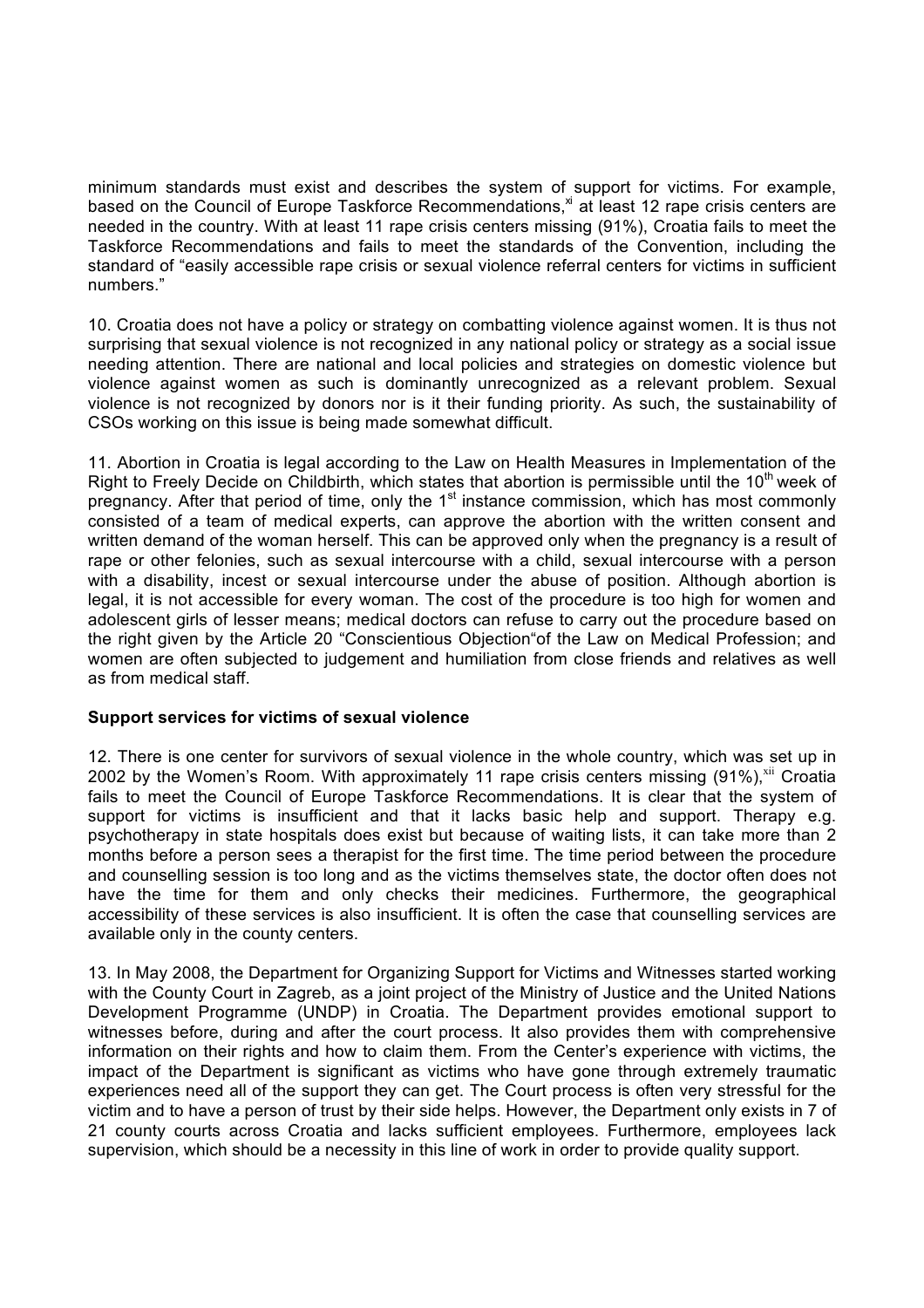minimum standards must exist and describes the system of support for victims. For example, based on the Council of Europe Taskforce Recommendations,[xi] at least 12 rape crisis centers are needed in the country. With at least 11 rape crisis centers missing (91%), Croatia fails to meet the Taskforce Recommendations and fails to meet the standards of the Convention, including the standard of "easily accessible rape crisis or sexual violence referral centers for victims in sufficient numbers."

10. Croatia does not have a policy or strategy on combatting violence against women. It is thus not surprising that sexual violence is not recognized in any national policy or strategy as a social issue needing attention. There are national and local policies and strategies on domestic violence but violence against women as such is dominantly unrecognized as a relevant problem. Sexual violence is not recognized by donors nor is it their funding priority. As such, the sustainability of CSOs working on this issue is being made somewhat difficult.

11. Abortion in Croatia is legal according to the Law on Health Measures in Implementation of the Right to Freely Decide on Childbirth, which states that abortion is permissible until the 10th week of pregnancy. After that period of time, only the 1st instance commission, which has most commonly consisted of a team of medical experts, can approve the abortion with the written consent and written demand of the woman herself. This can be approved only when the pregnancy is a result of rape or other felonies, such as sexual intercourse with a child, sexual intercourse with a person with a disability, incest or sexual intercourse under the abuse of position. Although abortion is legal, it is not accessible for every woman. The cost of the procedure is too high for women and adolescent girls of lesser means; medical doctors can refuse to carry out the procedure based on the right given by the Article 20 "Conscientious Objection"of the Law on Medical Profession; and women are often subjected to judgement and humiliation from close friends and relatives as well as from medical staff.

**Support services for victims of sexual violence**

12. There is one center for survivors of sexual violence in the whole country, which was set up in 2002 by the Women's Room. With approximately 11 rape crisis centers missing (91%),[xii] Croatia fails to meet the Council of Europe Taskforce Recommendations. It is clear that the system of support for victims is insufficient and that it lacks basic help and support. Therapy e.g. psychotherapy in state hospitals does exist but because of waiting lists, it can take more than 2 months before a person sees a therapist for the first time. The time period between the procedure and counselling session is too long and as the victims themselves state, the doctor often does not have the time for them and only checks their medicines. Furthermore, the geographical accessibility of these services is also insufficient. It is often the case that counselling services are available only in the county centers.

13. In May 2008, the Department for Organizing Support for Victims and Witnesses started working with the County Court in Zagreb, as a joint project of the Ministry of Justice and the United Nations Development Programme (UNDP) in Croatia. The Department provides emotional support to witnesses before, during and after the court process. It also provides them with comprehensive information on their rights and how to claim them. From the Center's experience with victims, the impact of the Department is significant as victims who have gone through extremely traumatic experiences need all of the support they can get. The Court process is often very stressful for the victim and to have a person of trust by their side helps. However, the Department only exists in 7 of 21 county courts across Croatia and lacks sufficient employees. Furthermore, employees lack supervision, which should be a necessity in this line of work in order to provide quality support.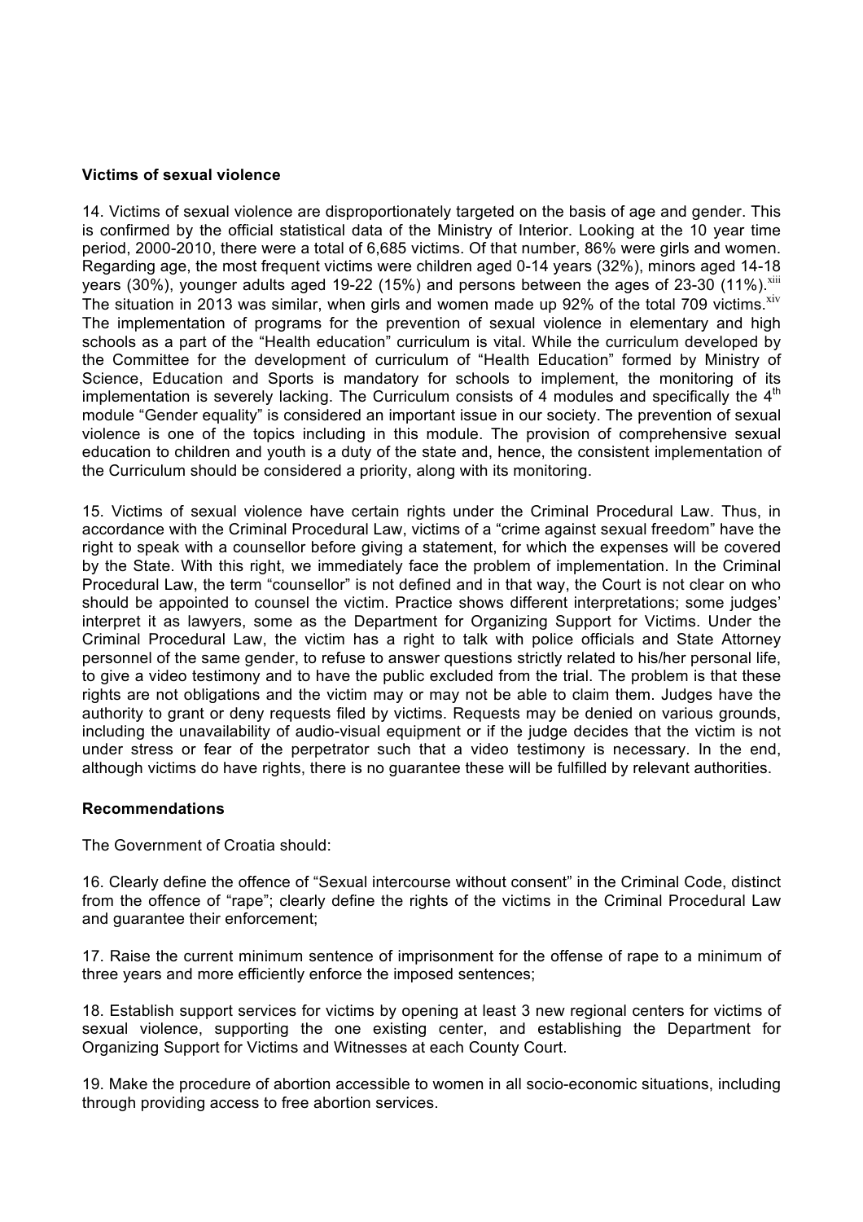**Victims of sexual violence**

14. Victims of sexual violence are disproportionately targeted on the basis of age and gender. This is confirmed by the official statistical data of the Ministry of Interior. Looking at the 10 year time period, 2000-2010, there were a total of 6,685 victims. Of that number, 86% were girls and women. Regarding age, the most frequent victims were children aged 0-14 years (32%), minors aged 14-18 years (30%), younger adults aged 19-22 (15%) and persons between the ages of 23-30 (11%).[xiii] The situation in 2013 was similar, when girls and women made up 92% of the total 709 victims.[xiv] The implementation of programs for the prevention of sexual violence in elementary and high schools as a part of the "Health education" curriculum is vital. While the curriculum developed by the Committee for the development of curriculum of "Health Education" formed by Ministry of Science, Education and Sports is mandatory for schools to implement, the monitoring of its implementation is severely lacking. The Curriculum consists of 4 modules and specifically the 4th module "Gender equality" is considered an important issue in our society. The prevention of sexual violence is one of the topics including in this module. The provision of comprehensive sexual education to children and youth is a duty of the state and, hence, the consistent implementation of the Curriculum should be considered a priority, along with its monitoring.

15. Victims of sexual violence have certain rights under the Criminal Procedural Law. Thus, in accordance with the Criminal Procedural Law, victims of a "crime against sexual freedom" have the right to speak with a counsellor before giving a statement, for which the expenses will be covered by the State. With this right, we immediately face the problem of implementation. In the Criminal Procedural Law, the term "counsellor" is not defined and in that way, the Court is not clear on who should be appointed to counsel the victim. Practice shows different interpretations; some judges' interpret it as lawyers, some as the Department for Organizing Support for Victims. Under the Criminal Procedural Law, the victim has a right to talk with police officials and State Attorney personnel of the same gender, to refuse to answer questions strictly related to his/her personal life, to give a video testimony and to have the public excluded from the trial. The problem is that these rights are not obligations and the victim may or may not be able to claim them. Judges have the authority to grant or deny requests filed by victims. Requests may be denied on various grounds, including the unavailability of audio-visual equipment or if the judge decides that the victim is not under stress or fear of the perpetrator such that a video testimony is necessary. In the end, although victims do have rights, there is no guarantee these will be fulfilled by relevant authorities.

**Recommendations**

The Government of Croatia should:

16. Clearly define the offence of "Sexual intercourse without consent" in the Criminal Code, distinct from the offence of "rape"; clearly define the rights of the victims in the Criminal Procedural Law and guarantee their enforcement;

17. Raise the current minimum sentence of imprisonment for the offense of rape to a minimum of three years and more efficiently enforce the imposed sentences;

18. Establish support services for victims by opening at least 3 new regional centers for victims of sexual violence, supporting the one existing center, and establishing the Department for Organizing Support for Victims and Witnesses at each County Court.

19. Make the procedure of abortion accessible to women in all socio-economic situations, including through providing access to free abortion services.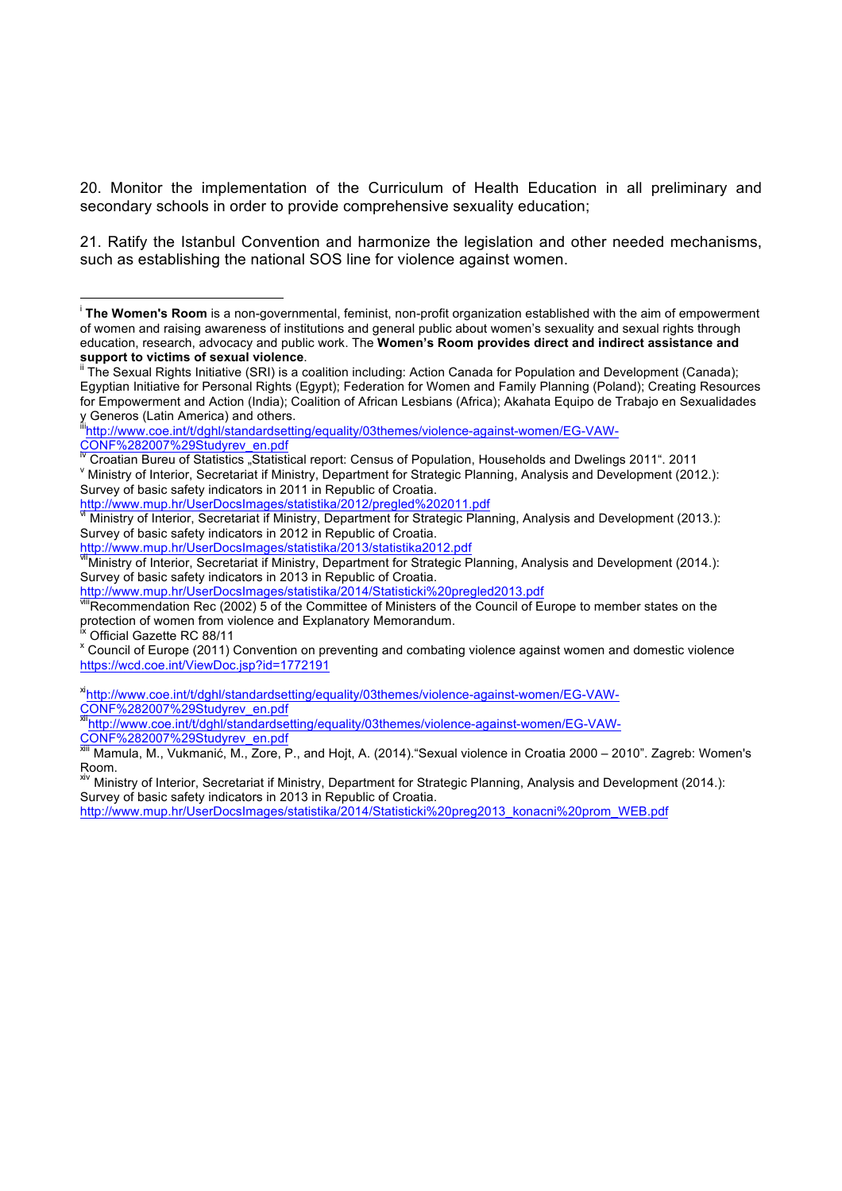20. Monitor the implementation of the Curriculum of Health Education in all preliminary and secondary schools in order to provide comprehensive sexuality education;

21. Ratify the Istanbul Convention and harmonize the legislation and other needed mechanisms, such as establishing the national SOS line for violence against women.

---

[i] **The Women's Room** is a non-governmental, feminist, non-profit organization established with the aim of empowerment of women and raising awareness of institutions and general public about women's sexuality and sexual rights through education, research, advocacy and public work. The **Women's Room provides direct and indirect assistance and support to victims of sexual violence**.

[ii] The Sexual Rights Initiative (SRI) is a coalition including: Action Canada for Population and Development (Canada); Egyptian Initiative for Personal Rights (Egypt); Federation for Women and Family Planning (Poland); Creating Resources for Empowerment and Action (India); Coalition of African Lesbians (Africa); Akahata Equipo de Trabajo en Sexualidades y Generos (Latin America) and others.

[iii] http://www.coe.int/t/dghl/standardsetting/equality/03themes/violence-against-women/EG-VAW-CONF%282007%29Studyrev_en.pdf

[iv] Croatian Bureu of Statistics „Statistical report: Census of Population, Households and Dwelings 2011". 2011

[v] Ministry of Interior, Secretariat if Ministry, Department for Strategic Planning, Analysis and Development (2012.): Survey of basic safety indicators in 2011 in Republic of Croatia.
http://www.mup.hr/UserDocsImages/statistika/2012/pregled%202011.pdf

[vi] Ministry of Interior, Secretariat if Ministry, Department for Strategic Planning, Analysis and Development (2013.): Survey of basic safety indicators in 2012 in Republic of Croatia.
http://www.mup.hr/UserDocsImages/statistika/2013/statistika2012.pdf

[vii] Ministry of Interior, Secretariat if Ministry, Department for Strategic Planning, Analysis and Development (2014.): Survey of basic safety indicators in 2013 in Republic of Croatia.
http://www.mup.hr/UserDocsImages/statistika/2014/Statisticki%20pregled2013.pdf

[viii] Recommendation Rec (2002) 5 of the Committee of Ministers of the Council of Europe to member states on the protection of women from violence and Explanatory Memorandum.

[ix] Official Gazette RC 88/11

[x] Council of Europe (2011) Convention on preventing and combating violence against women and domestic violence
https://wcd.coe.int/ViewDoc.jsp?id=1772191

[xi] http://www.coe.int/t/dghl/standardsetting/equality/03themes/violence-against-women/EG-VAW-CONF%282007%29Studyrev_en.pdf

[xii] http://www.coe.int/t/dghl/standardsetting/equality/03themes/violence-against-women/EG-VAW-CONF%282007%29Studyrev_en.pdf

[xiii] Mamula, M., Vukmanić, M., Zore, P., and Hojt, A. (2014)."Sexual violence in Croatia 2000 – 2010". Zagreb: Women's Room.

[xiv] Ministry of Interior, Secretariat if Ministry, Department for Strategic Planning, Analysis and Development (2014.): Survey of basic safety indicators in 2013 in Republic of Croatia.
http://www.mup.hr/UserDocsImages/statistika/2014/Statisticki%20preg2013_konacni%20prom_WEB.pdf